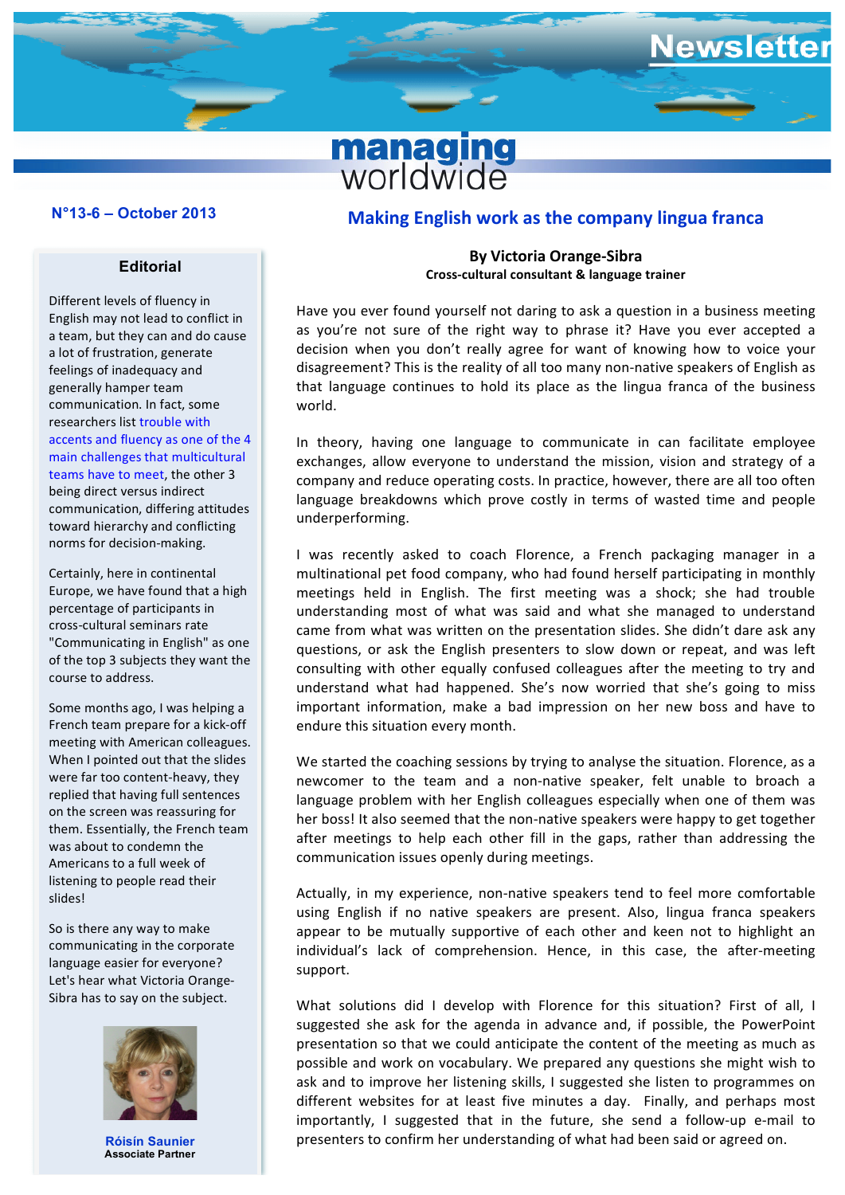# Newsletter

**managing worldwide**

**N°13-6 – October 2013**

## Editorial

Different levels of fluency in English may not lead to conflict in a team, but they can and do cause a lot of frustration, generate feelings of inadequacy and generally hamper team communication. In fact, some researchers list trouble with accents and fluency as one of the 4 main challenges that multicultural teams have to meet, the other 3 being direct versus indirect communication, differing attitudes toward hierarchy and conflicting norms for decision-making.

Certainly, here in continental Europe, we have found that a high percentage of participants in cross-cultural seminars rate "Communicating in English" as one of the top 3 subjects they want the course to address.

Some months ago, I was helping a French team prepare for a kick-off meeting with American colleagues. When I pointed out that the slides were far too content-heavy, they replied that having full sentences on the screen was reassuring for them. Essentially, the French team was about to condemn the Americans to a full week of listening to people read their slides!

So is there any way to make communicating in the corporate language easier for everyone? Let's hear what Victoria Orange-Sibra has to say on the subject.

**Róisín Saunier**
**Associate Partner**

## Making English work as the company lingua franca

**By Victoria Orange-Sibra**
**Cross-cultural consultant & language trainer**

Have you ever found yourself not daring to ask a question in a business meeting as you're not sure of the right way to phrase it? Have you ever accepted a decision when you don't really agree for want of knowing how to voice your disagreement? This is the reality of all too many non-native speakers of English as that language continues to hold its place as the lingua franca of the business world.

In theory, having one language to communicate in can facilitate employee exchanges, allow everyone to understand the mission, vision and strategy of a company and reduce operating costs. In practice, however, there are all too often language breakdowns which prove costly in terms of wasted time and people underperforming.

I was recently asked to coach Florence, a French packaging manager in a multinational pet food company, who had found herself participating in monthly meetings held in English. The first meeting was a shock; she had trouble understanding most of what was said and what she managed to understand came from what was written on the presentation slides. She didn't dare ask any questions, or ask the English presenters to slow down or repeat, and was left consulting with other equally confused colleagues after the meeting to try and understand what had happened. She's now worried that she's going to miss important information, make a bad impression on her new boss and have to endure this situation every month.

We started the coaching sessions by trying to analyse the situation. Florence, as a newcomer to the team and a non-native speaker, felt unable to broach a language problem with her English colleagues especially when one of them was her boss! It also seemed that the non-native speakers were happy to get together after meetings to help each other fill in the gaps, rather than addressing the communication issues openly during meetings.

Actually, in my experience, non-native speakers tend to feel more comfortable using English if no native speakers are present. Also, lingua franca speakers appear to be mutually supportive of each other and keen not to highlight an individual's lack of comprehension. Hence, in this case, the after-meeting support.

What solutions did I develop with Florence for this situation? First of all, I suggested she ask for the agenda in advance and, if possible, the PowerPoint presentation so that we could anticipate the content of the meeting as much as possible and work on vocabulary. We prepared any questions she might wish to ask and to improve her listening skills, I suggested she listen to programmes on different websites for at least five minutes a day. Finally, and perhaps most importantly, I suggested that in the future, she send a follow-up e-mail to presenters to confirm her understanding of what had been said or agreed on.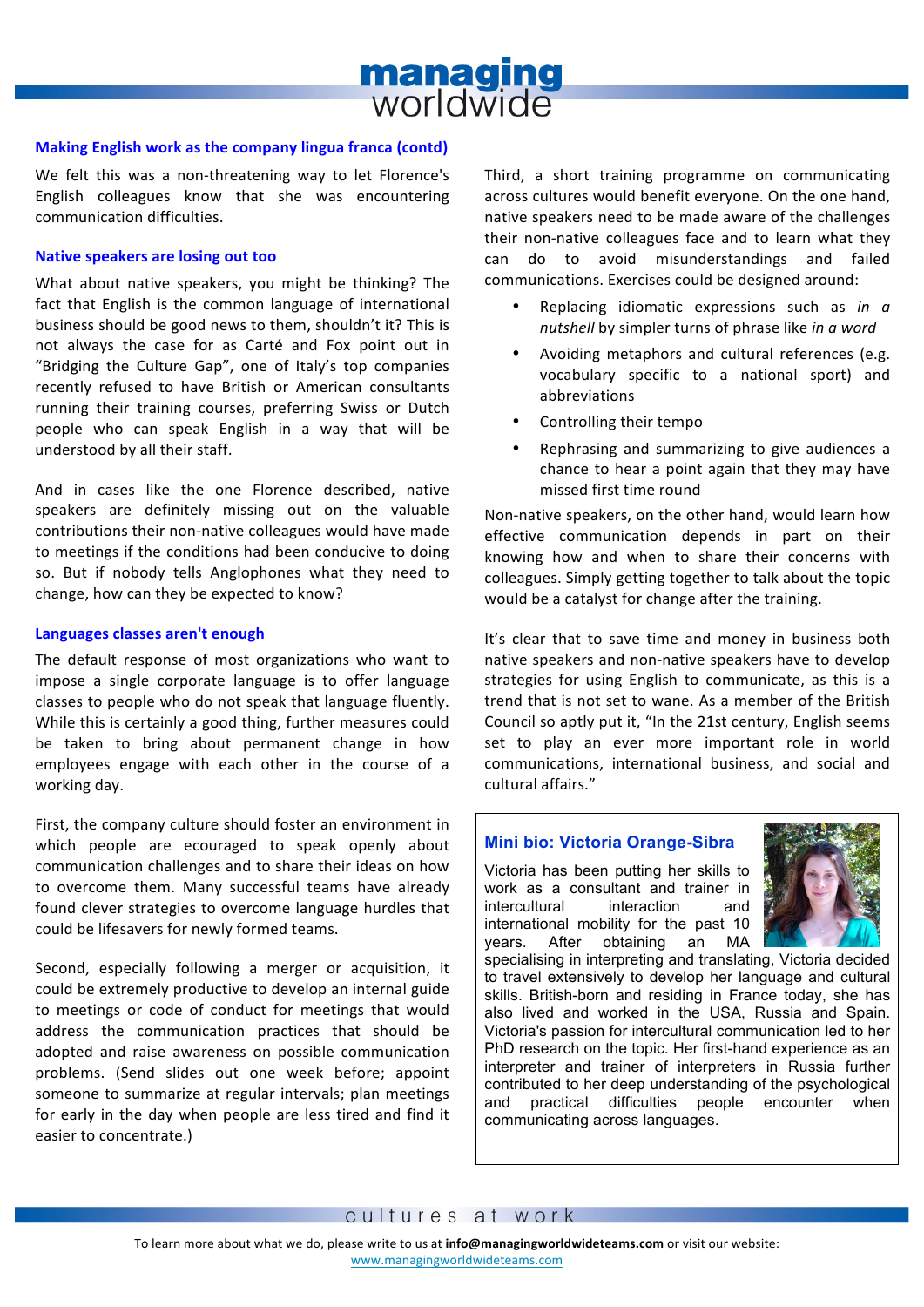## Making English work as the company lingua franca (contd)

We felt this was a non-threatening way to let Florence's English colleagues know that she was encountering communication difficulties.

## Native speakers are losing out too

What about native speakers, you might be thinking? The fact that English is the common language of international business should be good news to them, shouldn't it? This is not always the case for as Carté and Fox point out in "Bridging the Culture Gap", one of Italy's top companies recently refused to have British or American consultants running their training courses, preferring Swiss or Dutch people who can speak English in a way that will be understood by all their staff.

And in cases like the one Florence described, native speakers are definitely missing out on the valuable contributions their non-native colleagues would have made to meetings if the conditions had been conducive to doing so. But if nobody tells Anglophones what they need to change, how can they be expected to know?

## Languages classes aren't enough

The default response of most organizations who want to impose a single corporate language is to offer language classes to people who do not speak that language fluently. While this is certainly a good thing, further measures could be taken to bring about permanent change in how employees engage with each other in the course of a working day.

First, the company culture should foster an environment in which people are ecouraged to speak openly about communication challenges and to share their ideas on how to overcome them. Many successful teams have already found clever strategies to overcome language hurdles that could be lifesavers for newly formed teams.

Second, especially following a merger or acquisition, it could be extremely productive to develop an internal guide to meetings or code of conduct for meetings that would address the communication practices that should be adopted and raise awareness on possible communication problems. (Send slides out one week before; appoint someone to summarize at regular intervals; plan meetings for early in the day when people are less tired and find it easier to concentrate.)

Third, a short training programme on communicating across cultures would benefit everyone. On the one hand, native speakers need to be made aware of the challenges their non-native colleagues face and to learn what they can do to avoid misunderstandings and failed communications. Exercises could be designed around:

- Replacing idiomatic expressions such as *in a nutshell* by simpler turns of phrase like *in a word*
- Avoiding metaphors and cultural references (e.g. vocabulary specific to a national sport) and abbreviations
- Controlling their tempo
- Rephrasing and summarizing to give audiences a chance to hear a point again that they may have missed first time round

Non-native speakers, on the other hand, would learn how effective communication depends in part on their knowing how and when to share their concerns with colleagues. Simply getting together to talk about the topic would be a catalyst for change after the training.

It's clear that to save time and money in business both native speakers and non-native speakers have to develop strategies for using English to communicate, as this is a trend that is not set to wane. As a member of the British Council so aptly put it, "In the 21st century, English seems set to play an ever more important role in world communications, international business, and social and cultural affairs."

### Mini bio: Victoria Orange-Sibra

Victoria has been putting her skills to work as a consultant and trainer in intercultural interaction and international mobility for the past 10 years. After obtaining an MA specialising in interpreting and translating, Victoria decided to travel extensively to develop her language and cultural skills. British-born and residing in France today, she has also lived and worked in the USA, Russia and Spain. Victoria's passion for intercultural communication led to her PhD research on the topic. Her first-hand experience as an interpreter and trainer of interpreters in Russia further contributed to her deep understanding of the psychological and practical difficulties people encounter when communicating across languages.

To learn more about what we do, please write to us at **info@managingworldwideteams.com** or visit our website: www.managingworldwideteams.com